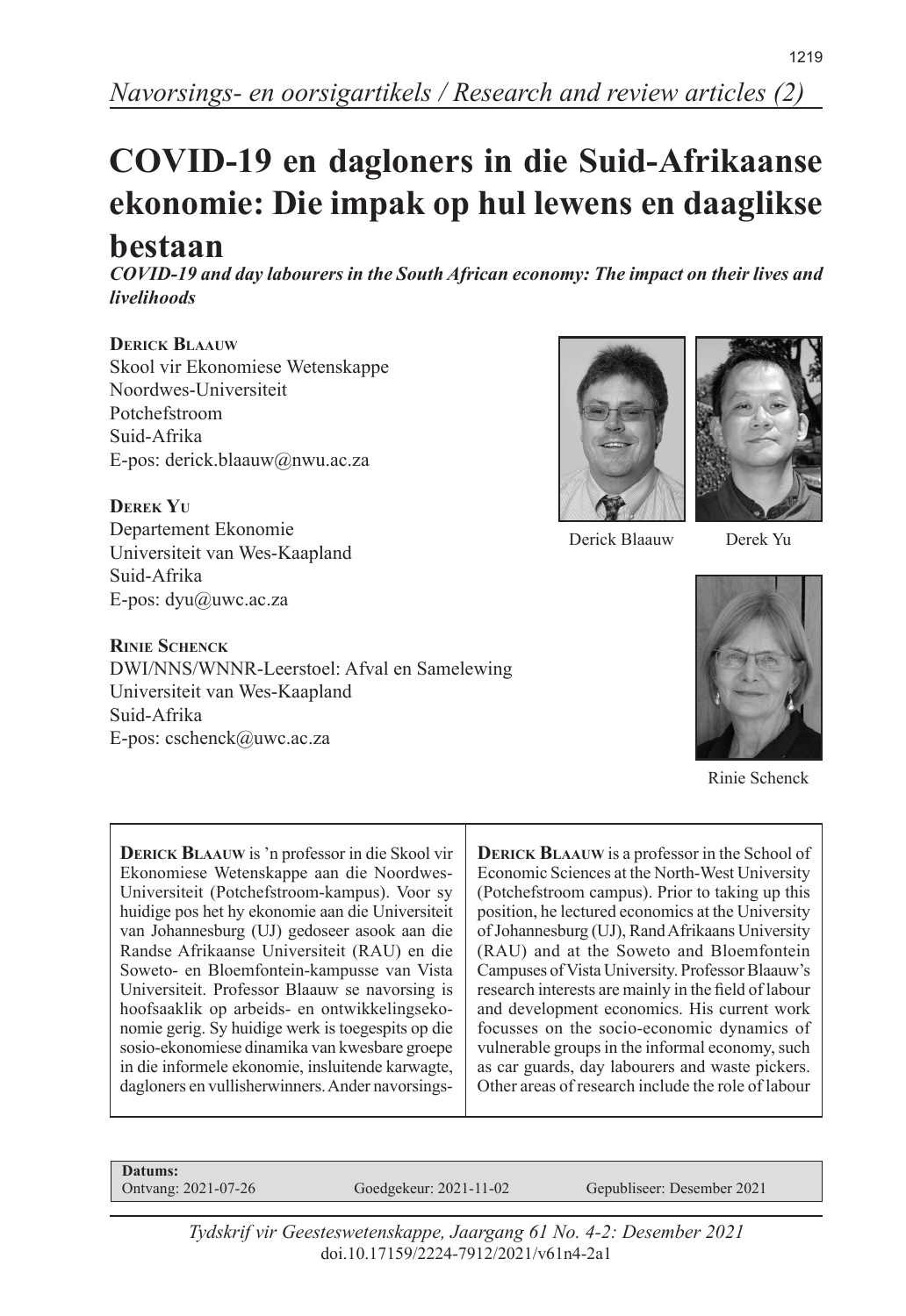*Navorsings- en oorsigartikels / Research and review articles (2)*

# COVID-19 en dagloners in die Suid-Afrikaanse ekonomie: Die impak op hul lewens en daaglikse bestaan

***COVID-19 and day labourers in the South African economy: The impact on their lives and livelihoods***

**Derick Blaauw**
Skool vir Ekonomiese Wetenskappe
Noordwes-Universiteit
Potchefstroom
Suid-Afrika
E-pos: derick.blaauw@nwu.ac.za

**Derek Yu**
Departement Ekonomie
Universiteit van Wes-Kaapland
Suid-Afrika
E-pos: dyu@uwc.ac.za

**Rinie Schenck**
DWI/NNS/WNNR-Leerstoel: Afval en Samelewing
Universiteit van Wes-Kaapland
Suid-Afrika
E-pos: cschenck@uwc.ac.za

Derick Blaauw

Derek Yu

Rinie Schenck

**Derick Blaauw** is 'n professor in die Skool vir Ekonomiese Wetenskappe aan die Noordwes-Universiteit (Potchefstroom-kampus). Voor sy huidige pos het hy ekonomie aan die Universiteit van Johannesburg (UJ) gedoseer asook aan die Randse Afrikaanse Universiteit (RAU) en die Soweto- en Bloemfontein-kampusse van Vista Universiteit. Professor Blaauw se navorsing is hoofsaaklik op arbeids- en ontwikkelingsekonomie gerig. Sy huidige werk is toegespits op die sosio-ekonomiese dinamika van kwesbare groepe in die informele ekonomie, insluitende karwagte, dagloners en vullisherwinners. Ander navorsings-

**Derick Blaauw** is a professor in the School of Economic Sciences at the North-West University (Potchefstroom campus). Prior to taking up this position, he lectured economics at the University of Johannesburg (UJ), Rand Afrikaans University (RAU) and at the Soweto and Bloemfontein Campuses of Vista University. Professor Blaauw's research interests are mainly in the field of labour and development economics. His current work focusses on the socio-economic dynamics of vulnerable groups in the informal economy, such as car guards, day labourers and waste pickers. Other areas of research include the role of labour

**Datums:**
Ontvang: 2021-07-26 | Goedgekeur: 2021-11-02 | Gepubliseer: Desember 2021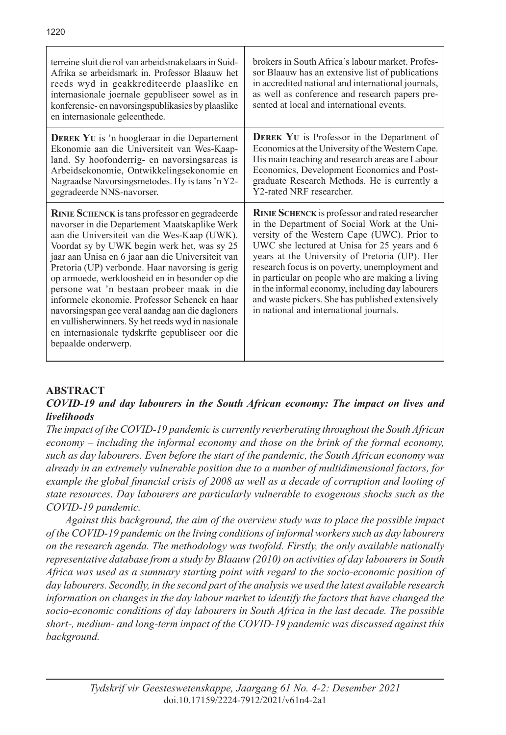| | |
|---|---|
| terreine sluit die rol van arbeidsmakelaars in Suid-Afrika se arbeidsmark in. Professor Blaauw het reeds wyd in geakkrediteerde plaaslike en internasionale joernale gepubliseer sowel as in konferensie- en navorsingspublikasies by plaaslike en internasionale geleenthede. | brokers in South Africa's labour market. Professor Blaauw has an extensive list of publications in accredited national and international journals, as well as conference and research papers presented at local and international events. |
| **Derek Yu** is 'n hoogleraar in die Departement Ekonomie aan die Universiteit van Wes-Kaapland. Sy hoofonderrig- en navorsingsareas is Arbeidsekonomie, Ontwikkelingsekonomie en Nagraadse Navorsingsmetodes. Hy is tans 'n Y2-gegradeerde NNS-navorser. | **Derek Yu** is Professor in the Department of Economics at the University of the Western Cape. His main teaching and research areas are Labour Economics, Development Economics and Postgraduate Research Methods. He is currently a Y2-rated NRF researcher. |
| **Rinie Schenck** is tans professor en gegradeerde navorser in die Departement Maatskaplike Werk aan die Universiteit van die Wes-Kaap (UWK). Voordat sy by UWK begin werk het, was sy 25 jaar aan Unisa en 6 jaar aan die Universiteit van Pretoria (UP) verbonde. Haar navorsing is gerig op armoede, werkloosheid en in besonder op die persone wat 'n bestaan probeer maak in die informele ekonomie. Professor Schenck en haar navorsingspan gee veral aandag aan die dagloners en vullisherwinners. Sy het reeds wyd in nasionale en internasionale tydskrfte gepubliseer oor die bepaalde onderwerp. | **Rinie Schenck** is professor and rated researcher in the Department of Social Work at the University of the Western Cape (UWC). Prior to UWC she lectured at Unisa for 25 years and 6 years at the University of Pretoria (UP). Her research focus is on poverty, unemployment and in particular on people who are making a living in the informal economy, including day labourers and waste pickers. She has published extensively in national and international journals. |

## ABSTRACT

### *COVID-19 and day labourers in the South African economy: The impact on lives and livelihoods*

*The impact of the COVID-19 pandemic is currently reverberating throughout the South African economy – including the informal economy and those on the brink of the formal economy, such as day labourers. Even before the start of the pandemic, the South African economy was already in an extremely vulnerable position due to a number of multidimensional factors, for example the global financial crisis of 2008 as well as a decade of corruption and looting of state resources. Day labourers are particularly vulnerable to exogenous shocks such as the COVID-19 pandemic.*

*Against this background, the aim of the overview study was to place the possible impact of the COVID-19 pandemic on the living conditions of informal workers such as day labourers on the research agenda. The methodology was twofold. Firstly, the only available nationally representative database from a study by Blaauw (2010) on activities of day labourers in South Africa was used as a summary starting point with regard to the socio-economic position of day labourers. Secondly, in the second part of the analysis we used the latest available research information on changes in the day labour market to identify the factors that have changed the socio-economic conditions of day labourers in South Africa in the last decade. The possible short-, medium- and long-term impact of the COVID-19 pandemic was discussed against this background.*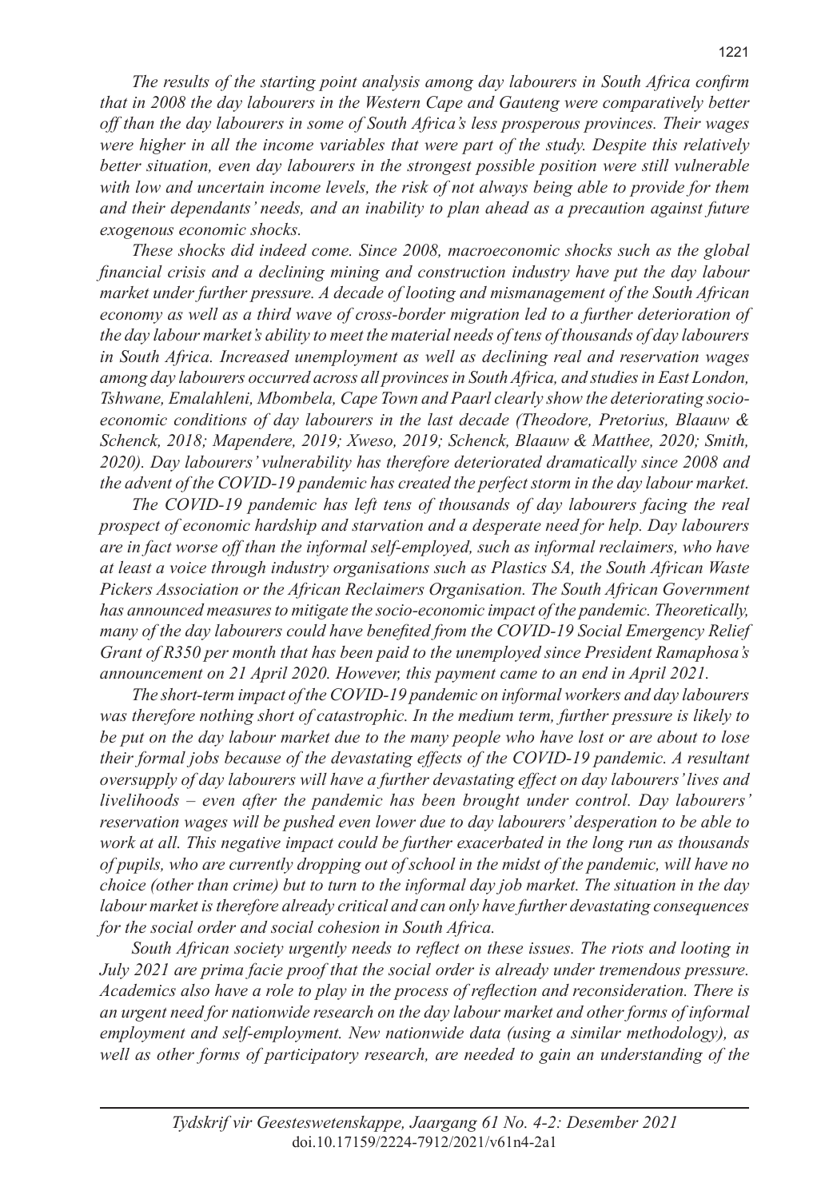*The results of the starting point analysis among day labourers in South Africa confirm that in 2008 the day labourers in the Western Cape and Gauteng were comparatively better off than the day labourers in some of South Africa's less prosperous provinces. Their wages were higher in all the income variables that were part of the study. Despite this relatively better situation, even day labourers in the strongest possible position were still vulnerable with low and uncertain income levels, the risk of not always being able to provide for them and their dependants' needs, and an inability to plan ahead as a precaution against future exogenous economic shocks.*

*These shocks did indeed come. Since 2008, macroeconomic shocks such as the global financial crisis and a declining mining and construction industry have put the day labour market under further pressure. A decade of looting and mismanagement of the South African economy as well as a third wave of cross-border migration led to a further deterioration of the day labour market's ability to meet the material needs of tens of thousands of day labourers in South Africa. Increased unemployment as well as declining real and reservation wages among day labourers occurred across all provinces in South Africa, and studies in East London, Tshwane, Emalahleni, Mbombela, Cape Town and Paarl clearly show the deteriorating socio-economic conditions of day labourers in the last decade (Theodore, Pretorius, Blaauw & Schenck, 2018; Mapendere, 2019; Xweso, 2019; Schenck, Blaauw & Matthee, 2020; Smith, 2020). Day labourers' vulnerability has therefore deteriorated dramatically since 2008 and the advent of the COVID-19 pandemic has created the perfect storm in the day labour market.*

*The COVID-19 pandemic has left tens of thousands of day labourers facing the real prospect of economic hardship and starvation and a desperate need for help. Day labourers are in fact worse off than the informal self-employed, such as informal reclaimers, who have at least a voice through industry organisations such as Plastics SA, the South African Waste Pickers Association or the African Reclaimers Organisation. The South African Government has announced measures to mitigate the socio-economic impact of the pandemic. Theoretically, many of the day labourers could have benefited from the COVID-19 Social Emergency Relief Grant of R350 per month that has been paid to the unemployed since President Ramaphosa's announcement on 21 April 2020. However, this payment came to an end in April 2021.*

*The short-term impact of the COVID-19 pandemic on informal workers and day labourers was therefore nothing short of catastrophic. In the medium term, further pressure is likely to be put on the day labour market due to the many people who have lost or are about to lose their formal jobs because of the devastating effects of the COVID-19 pandemic. A resultant oversupply of day labourers will have a further devastating effect on day labourers' lives and livelihoods – even after the pandemic has been brought under control. Day labourers' reservation wages will be pushed even lower due to day labourers' desperation to be able to work at all. This negative impact could be further exacerbated in the long run as thousands of pupils, who are currently dropping out of school in the midst of the pandemic, will have no choice (other than crime) but to turn to the informal day job market. The situation in the day labour market is therefore already critical and can only have further devastating consequences for the social order and social cohesion in South Africa.*

*South African society urgently needs to reflect on these issues. The riots and looting in July 2021 are prima facie proof that the social order is already under tremendous pressure. Academics also have a role to play in the process of reflection and reconsideration. There is an urgent need for nationwide research on the day labour market and other forms of informal employment and self-employment. New nationwide data (using a similar methodology), as well as other forms of participatory research, are needed to gain an understanding of the*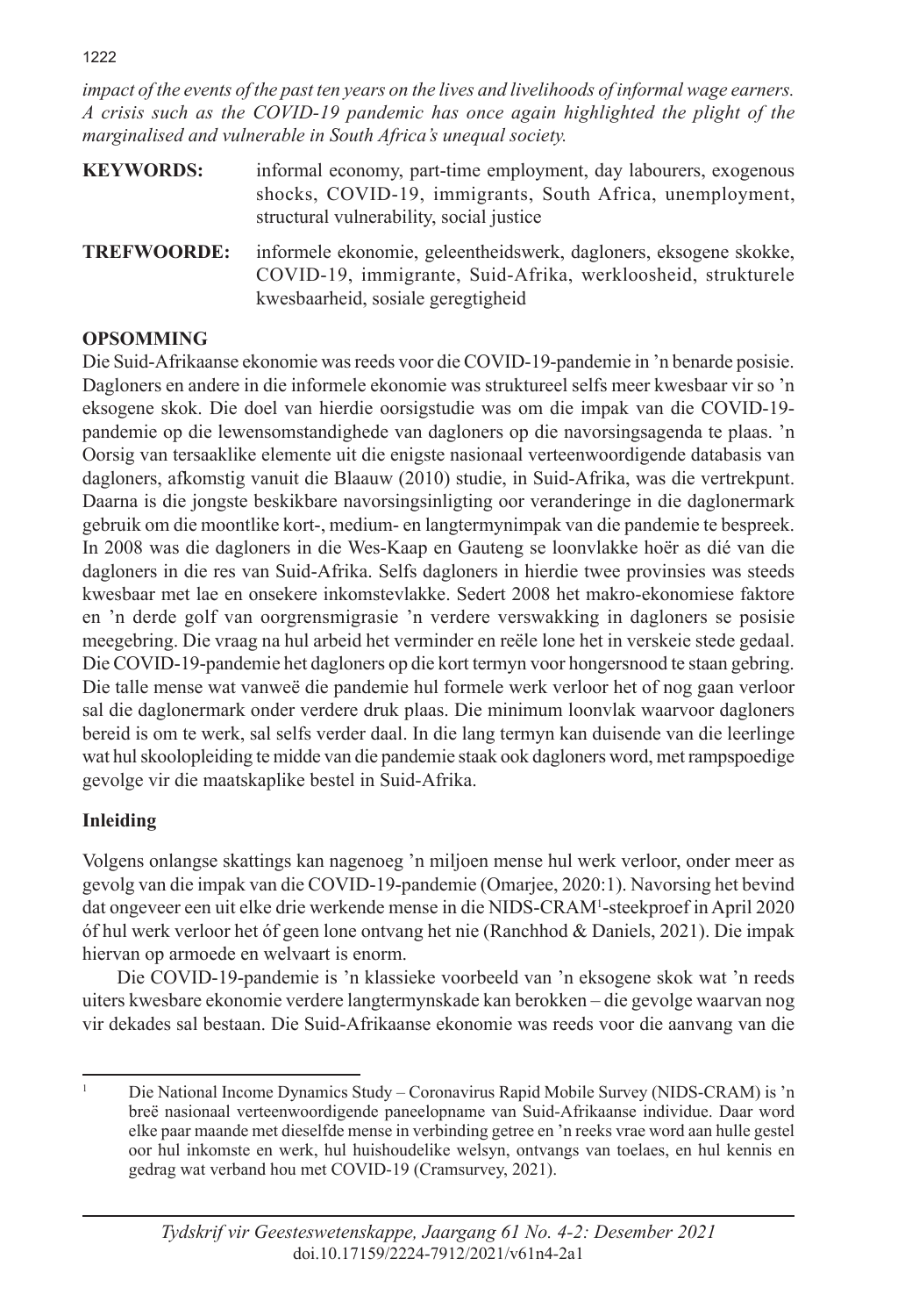*impact of the events of the past ten years on the lives and livelihoods of informal wage earners. A crisis such as the COVID-19 pandemic has once again highlighted the plight of the marginalised and vulnerable in South Africa's unequal society.*

**KEYWORDS:** informal economy, part-time employment, day labourers, exogenous shocks, COVID-19, immigrants, South Africa, unemployment, structural vulnerability, social justice

**TREFWOORDE:** informele ekonomie, geleentheidswerk, dagloners, eksogene skokke, COVID-19, immigrante, Suid-Afrika, werkloosheid, strukturele kwesbaarheid, sosiale geregtigheid

## OPSOMMING

Die Suid-Afrikaanse ekonomie was reeds voor die COVID-19-pandemie in 'n benarde posisie. Dagloners en andere in die informele ekonomie was struktureel selfs meer kwesbaar vir so 'n eksogene skok. Die doel van hierdie oorsigstudie was om die impak van die COVID-19-pandemie op die lewensomstandighede van dagloners op die navorsingsagenda te plaas. 'n Oorsig van tersaaklike elemente uit die enigste nasionaal verteenwoordigende databasis van dagloners, afkomstig vanuit die Blaauw (2010) studie, in Suid-Afrika, was die vertrekpunt. Daarna is die jongste beskikbare navorsingsinligting oor veranderinge in die daglonermark gebruik om die moontlike kort-, medium- en langtermynimpak van die pandemie te bespreek. In 2008 was die dagloners in die Wes-Kaap en Gauteng se loonvlakke hoër as dié van die dagloners in die res van Suid-Afrika. Selfs dagloners in hierdie twee provinsies was steeds kwesbaar met lae en onsekere inkomstevlakke. Sedert 2008 het makro-ekonomiese faktore en 'n derde golf van oorgrensmigrasie 'n verdere verswakking in dagloners se posisie meegebring. Die vraag na hul arbeid het verminder en reële lone het in verskeie stede gedaal. Die COVID-19-pandemie het dagloners op die kort termyn voor hongersnood te staan gebring. Die talle mense wat vanweë die pandemie hul formele werk verloor het of nog gaan verloor sal die daglonermark onder verdere druk plaas. Die minimum loonvlak waarvoor dagloners bereid is om te werk, sal selfs verder daal. In die lang termyn kan duisende van die leerlinge wat hul skoolopleiding te midde van die pandemie staak ook dagloners word, met rampspoedige gevolge vir die maatskaplike bestel in Suid-Afrika.

## Inleiding

Volgens onlangse skattings kan nagenoeg 'n miljoen mense hul werk verloor, onder meer as gevolg van die impak van die COVID-19-pandemie (Omarjee, 2020:1). Navorsing het bevind dat ongeveer een uit elke drie werkende mense in die NIDS-CRAM[1]-steekproef in April 2020 óf hul werk verloor het óf geen lone ontvang het nie (Ranchhod & Daniels, 2021). Die impak hiervan op armoede en welvaart is enorm.

Die COVID-19-pandemie is 'n klassieke voorbeeld van 'n eksogene skok wat 'n reeds uiters kwesbare ekonomie verdere langtermynskade kan berokken – die gevolge waarvan nog vir dekades sal bestaan. Die Suid-Afrikaanse ekonomie was reeds voor die aanvang van die

[1] Die National Income Dynamics Study – Coronavirus Rapid Mobile Survey (NIDS-CRAM) is 'n breë nasionaal verteenwoordigende paneelopname van Suid-Afrikaanse individue. Daar word elke paar maande met dieselfde mense in verbinding getree en 'n reeks vrae word aan hulle gestel oor hul inkomste en werk, hul huishoudelike welsyn, ontvangs van toelaes, en hul kennis en gedrag wat verband hou met COVID-19 (Cramsurvey, 2021).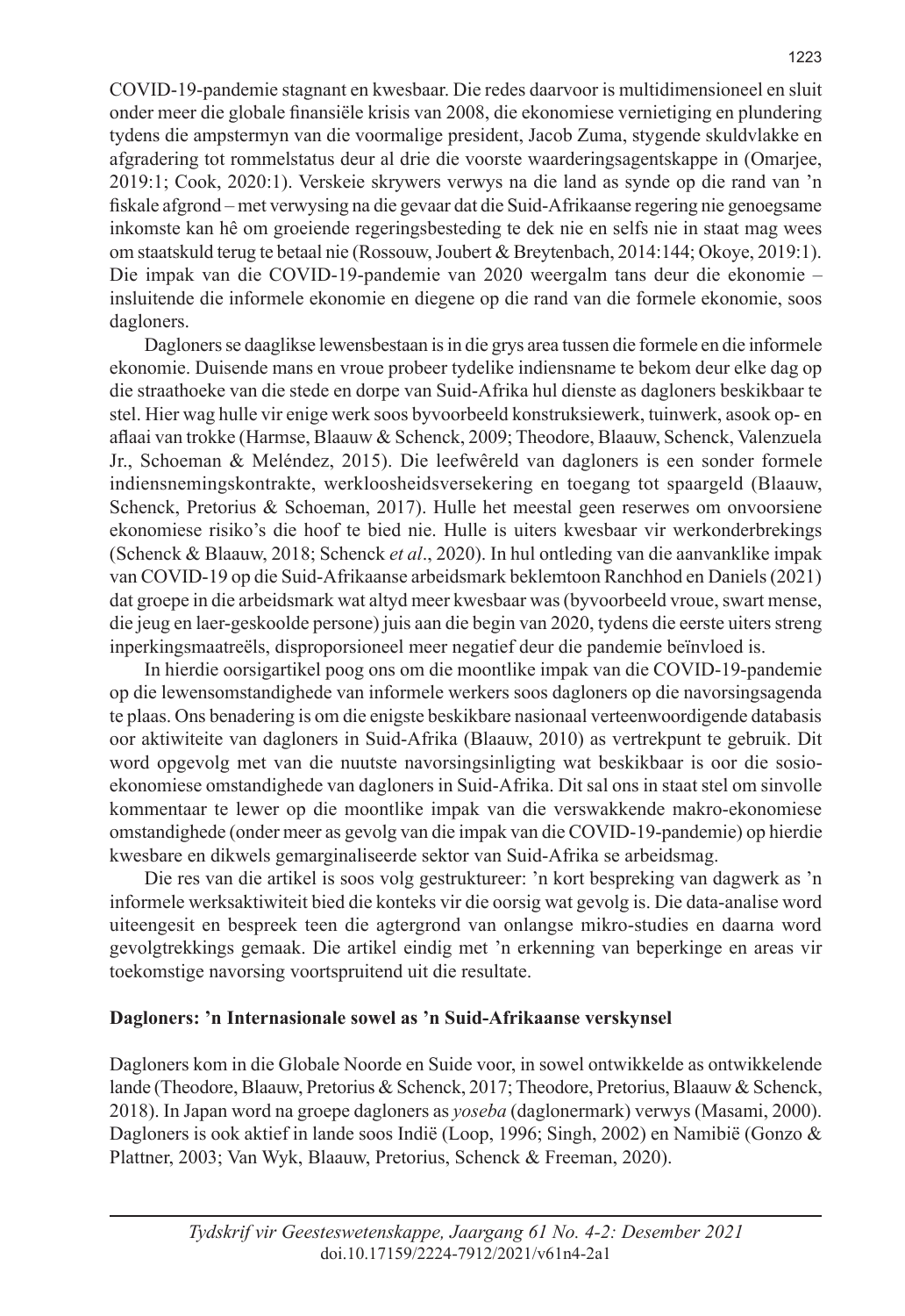COVID-19-pandemie stagnant en kwesbaar. Die redes daarvoor is multidimensioneel en sluit onder meer die globale finansiële krisis van 2008, die ekonomiese vernietiging en plundering tydens die ampstermyn van die voormalige president, Jacob Zuma, stygende skuldvlakke en afgradering tot rommelstatus deur al drie die voorste waarderingsagentskappe in (Omarjee, 2019:1; Cook, 2020:1). Verskeie skrywers verwys na die land as synde op die rand van 'n fiskale afgrond – met verwysing na die gevaar dat die Suid-Afrikaanse regering nie genoegsame inkomste kan hê om groeiende regeringsbesteding te dek nie en selfs nie in staat mag wees om staatskuld terug te betaal nie (Rossouw, Joubert & Breytenbach, 2014:144; Okoye, 2019:1). Die impak van die COVID-19-pandemie van 2020 weergalm tans deur die ekonomie – insluitende die informele ekonomie en diegene op die rand van die formele ekonomie, soos dagloners.

Dagloners se daaglikse lewensbestaan is in die grys area tussen die formele en die informele ekonomie. Duisende mans en vroue probeer tydelike indiensname te bekom deur elke dag op die straathoeke van die stede en dorpe van Suid-Afrika hul dienste as dagloners beskikbaar te stel. Hier wag hulle vir enige werk soos byvoorbeeld konstruksiewerk, tuinwerk, asook op- en aflaai van trokke (Harmse, Blaauw & Schenck, 2009; Theodore, Blaauw, Schenck, Valenzuela Jr., Schoeman & Meléndez, 2015). Die leefwêreld van dagloners is een sonder formele indiensnemingskontrakte, werkloosheidsversekering en toegang tot spaargeld (Blaauw, Schenck, Pretorius & Schoeman, 2017). Hulle het meestal geen reserwes om onvoorsiene ekonomiese risiko's die hoof te bied nie. Hulle is uiters kwesbaar vir werkonderbrekings (Schenck & Blaauw, 2018; Schenck *et al*., 2020). In hul ontleding van die aanvanklike impak van COVID-19 op die Suid-Afrikaanse arbeidsmark beklemtoon Ranchhod en Daniels (2021) dat groepe in die arbeidsmark wat altyd meer kwesbaar was (byvoorbeeld vroue, swart mense, die jeug en laer-geskoolde persone) juis aan die begin van 2020, tydens die eerste uiters streng inperkingsmaatreëls, disproporsioneel meer negatief deur die pandemie beïnvloed is.

In hierdie oorsigartikel poog ons om die moontlike impak van die COVID-19-pandemie op die lewensomstandighede van informele werkers soos dagloners op die navorsingsagenda te plaas. Ons benadering is om die enigste beskikbare nasionaal verteenwoordigende databasis oor aktiwiteite van dagloners in Suid-Afrika (Blaauw, 2010) as vertrekpunt te gebruik. Dit word opgevolg met van die nuutste navorsingsinligting wat beskikbaar is oor die sosio-ekonomiese omstandighede van dagloners in Suid-Afrika. Dit sal ons in staat stel om sinvolle kommentaar te lewer op die moontlike impak van die verswakkende makro-ekonomiese omstandighede (onder meer as gevolg van die impak van die COVID-19-pandemie) op hierdie kwesbare en dikwels gemarginaliseerde sektor van Suid-Afrika se arbeidsmag.

Die res van die artikel is soos volg gestruktureer: 'n kort bespreking van dagwerk as 'n informele werksaktiwiteit bied die konteks vir die oorsig wat gevolg is. Die data-analise word uiteengesit en bespreek teen die agtergrond van onlangse mikro-studies en daarna word gevolgtrekkings gemaak. Die artikel eindig met 'n erkenning van beperkinge en areas vir toekomstige navorsing voortspruitend uit die resultate.

**Dagloners: 'n Internasionale sowel as 'n Suid-Afrikaanse verskynsel**

Dagloners kom in die Globale Noorde en Suide voor, in sowel ontwikkelde as ontwikkelende lande (Theodore, Blaauw, Pretorius & Schenck, 2017; Theodore, Pretorius, Blaauw & Schenck, 2018). In Japan word na groepe dagloners as *yoseba* (daglonermark) verwys (Masami, 2000). Dagloners is ook aktief in lande soos Indië (Loop, 1996; Singh, 2002) en Namibië (Gonzo & Plattner, 2003; Van Wyk, Blaauw, Pretorius, Schenck & Freeman, 2020).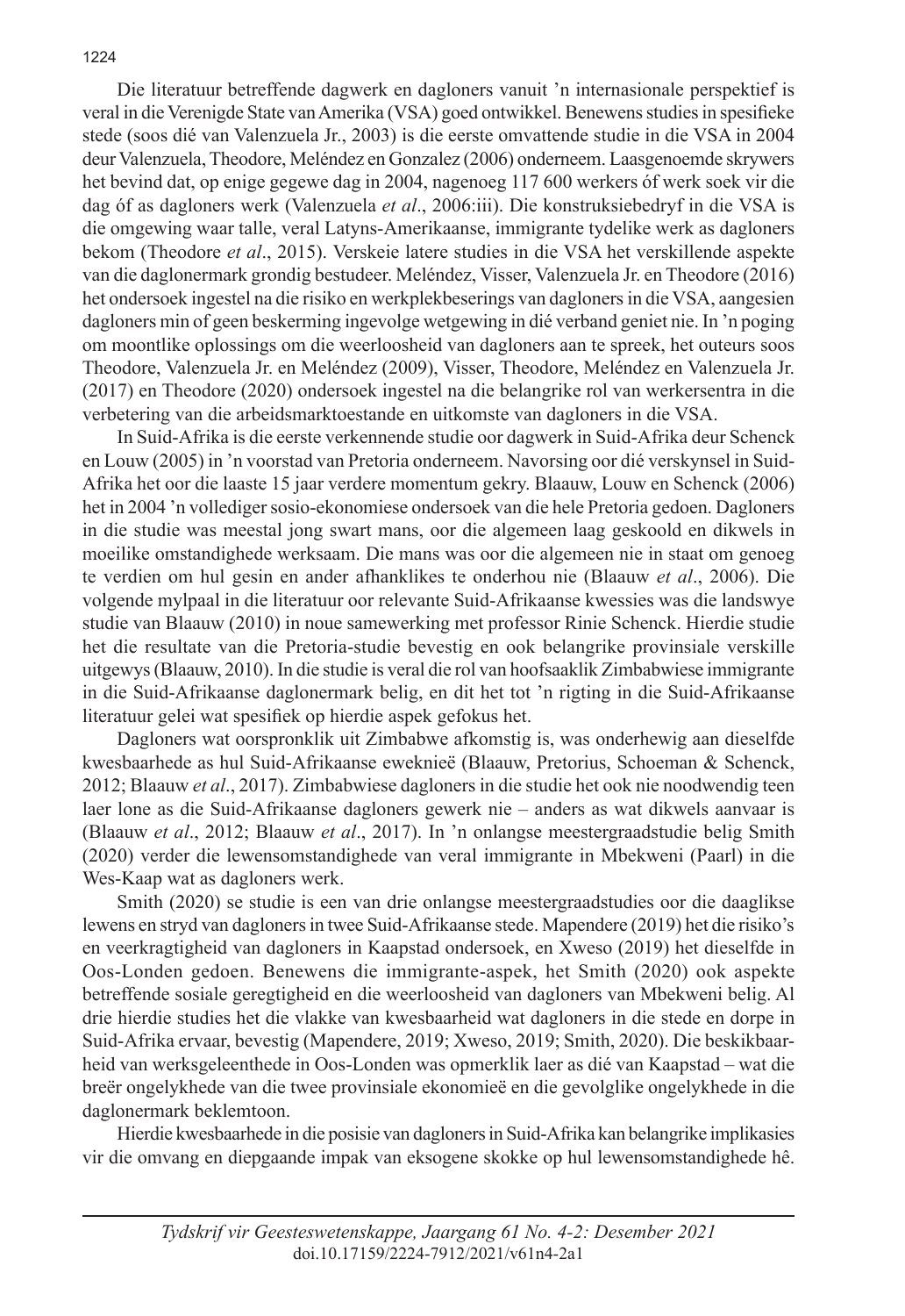Die literatuur betreffende dagwerk en dagloners vanuit 'n internasionale perspektief is veral in die Verenigde State van Amerika (VSA) goed ontwikkel. Benewens studies in spesifieke stede (soos dié van Valenzuela Jr., 2003) is die eerste omvattende studie in die VSA in 2004 deur Valenzuela, Theodore, Meléndez en Gonzalez (2006) onderneem. Laasgenoemde skrywers het bevind dat, op enige gegewe dag in 2004, nagenoeg 117 600 werkers óf werk soek vir die dag óf as dagloners werk (Valenzuela *et al*., 2006:iii). Die konstruksiebedryf in die VSA is die omgewing waar talle, veral Latyns-Amerikaanse, immigrante tydelike werk as dagloners bekom (Theodore *et al*., 2015). Verskeie latere studies in die VSA het verskillende aspekte van die daglonermark grondig bestudeer. Meléndez, Visser, Valenzuela Jr. en Theodore (2016) het ondersoek ingestel na die risiko en werkplekbeserings van dagloners in die VSA, aangesien dagloners min of geen beskerming ingevolge wetgewing in dié verband geniet nie. In 'n poging om moontlike oplossings om die weerloosheid van dagloners aan te spreek, het outeurs soos Theodore, Valenzuela Jr. en Meléndez (2009), Visser, Theodore, Meléndez en Valenzuela Jr. (2017) en Theodore (2020) ondersoek ingestel na die belangrike rol van werkersentra in die verbetering van die arbeidsmarktoestande en uitkomste van dagloners in die VSA.

In Suid-Afrika is die eerste verkennende studie oor dagwerk in Suid-Afrika deur Schenck en Louw (2005) in 'n voorstad van Pretoria onderneem. Navorsing oor dié verskynsel in Suid-Afrika het oor die laaste 15 jaar verdere momentum gekry. Blaauw, Louw en Schenck (2006) het in 2004 'n vollediger sosio-ekonomiese ondersoek van die hele Pretoria gedoen. Dagloners in die studie was meestal jong swart mans, oor die algemeen laag geskoold en dikwels in moeilike omstandighede werksaam. Die mans was oor die algemeen nie in staat om genoeg te verdien om hul gesin en ander afhanklikes te onderhou nie (Blaauw *et al*., 2006). Die volgende mylpaal in die literatuur oor relevante Suid-Afrikaanse kwessies was die landswye studie van Blaauw (2010) in noue samewerking met professor Rinie Schenck. Hierdie studie het die resultate van die Pretoria-studie bevestig en ook belangrike provinsiale verskille uitgewys (Blaauw, 2010). In die studie is veral die rol van hoofsaaklik Zimbabwiese immigrante in die Suid-Afrikaanse daglonermark belig, en dit het tot 'n rigting in die Suid-Afrikaanse literatuur gelei wat spesifiek op hierdie aspek gefokus het.

Dagloners wat oorspronklik uit Zimbabwe afkomstig is, was onderhewig aan dieselfde kwesbaarhede as hul Suid-Afrikaanse eweknieë (Blaauw, Pretorius, Schoeman & Schenck, 2012; Blaauw *et al*., 2017). Zimbabwiese dagloners in die studie het ook nie noodwendig teen laer lone as die Suid-Afrikaanse dagloners gewerk nie – anders as wat dikwels aanvaar is (Blaauw *et al*., 2012; Blaauw *et al*., 2017). In 'n onlangse meestergraadstudie belig Smith (2020) verder die lewensomstandighede van veral immigrante in Mbekweni (Paarl) in die Wes-Kaap wat as dagloners werk.

Smith (2020) se studie is een van drie onlangse meestergraadstudies oor die daaglikse lewens en stryd van dagloners in twee Suid-Afrikaanse stede. Mapendere (2019) het die risiko's en veerkragtigheid van dagloners in Kaapstad ondersoek, en Xweso (2019) het dieselfde in Oos-Londen gedoen. Benewens die immigrante-aspek, het Smith (2020) ook aspekte betreffende sosiale geregtigheid en die weerloosheid van dagloners van Mbekweni belig. Al drie hierdie studies het die vlakke van kwesbaarheid wat dagloners in die stede en dorpe in Suid-Afrika ervaar, bevestig (Mapendere, 2019; Xweso, 2019; Smith, 2020). Die beskikbaarheid van werksgeleenthede in Oos-Londen was opmerklik laer as dié van Kaapstad – wat die breër ongelykhede van die twee provinsiale ekonomieë en die gevolglike ongelykhede in die daglonermark beklemtoon.

Hierdie kwesbaarhede in die posisie van dagloners in Suid-Afrika kan belangrike implikasies vir die omvang en diepgaande impak van eksogene skokke op hul lewensomstandighede hê.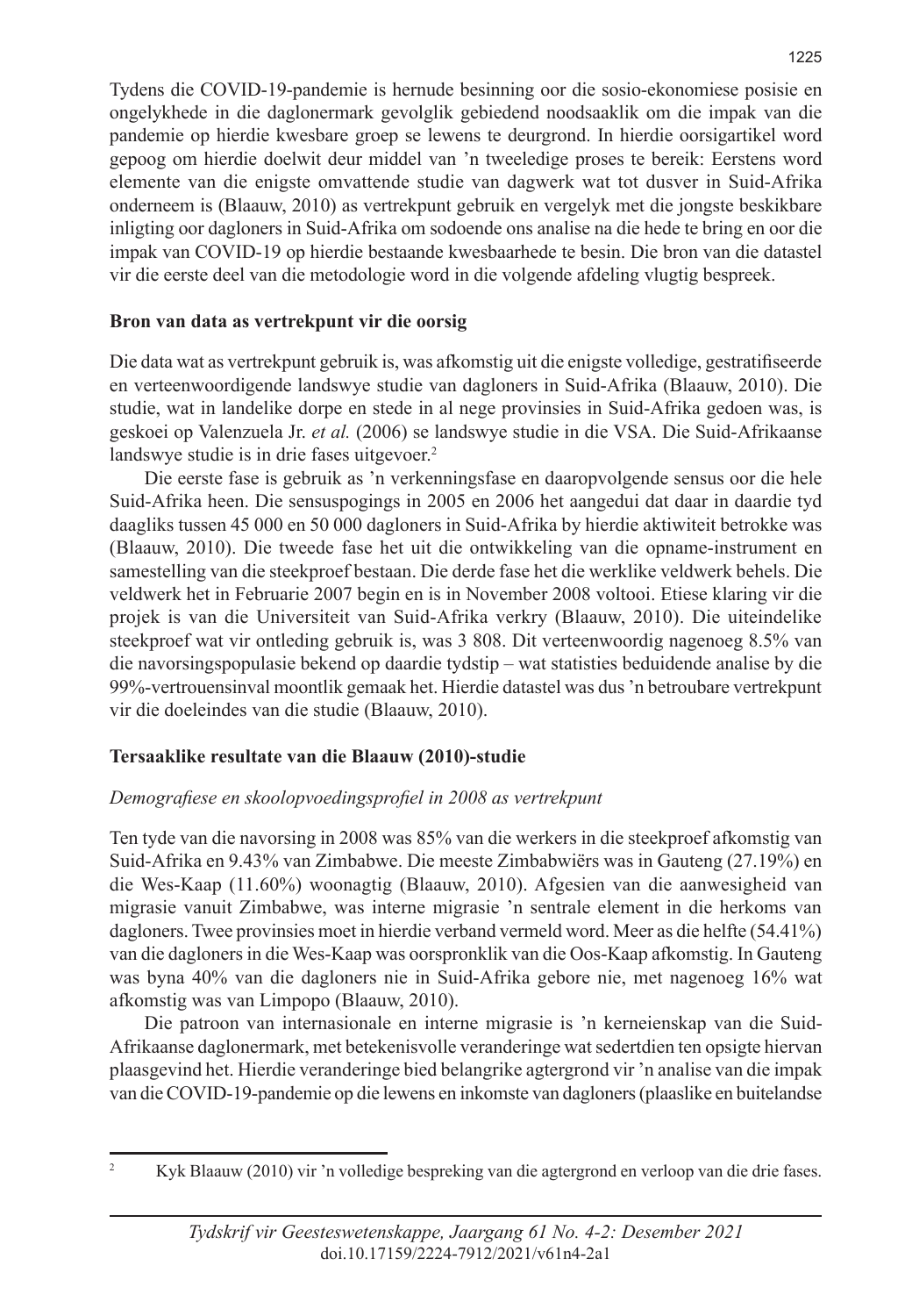Tydens die COVID-19-pandemie is hernude besinning oor die sosio-ekonomiese posisie en ongelykhede in die daglonermark gevolglik gebiedend noodsaaklik om die impak van die pandemie op hierdie kwesbare groep se lewens te deurgrond. In hierdie oorsigartikel word gepoog om hierdie doelwit deur middel van 'n tweeledige proses te bereik: Eerstens word elemente van die enigste omvattende studie van dagwerk wat tot dusver in Suid-Afrika onderneem is (Blaauw, 2010) as vertrekpunt gebruik en vergelyk met die jongste beskikbare inligting oor dagloners in Suid-Afrika om sodoende ons analise na die hede te bring en oor die impak van COVID-19 op hierdie bestaande kwesbaarhede te besin. Die bron van die datastel vir die eerste deel van die metodologie word in die volgende afdeling vlugtig bespreek.

**Bron van data as vertrekpunt vir die oorsig**

Die data wat as vertrekpunt gebruik is, was afkomstig uit die enigste volledige, gestratifiseerde en verteenwoordigende landswye studie van dagloners in Suid-Afrika (Blaauw, 2010). Die studie, wat in landelike dorpe en stede in al nege provinsies in Suid-Afrika gedoen was, is geskoei op Valenzuela Jr. *et al.* (2006) se landswye studie in die VSA. Die Suid-Afrikaanse landswye studie is in drie fases uitgevoer.[2]

Die eerste fase is gebruik as 'n verkenningsfase en daaropvolgende sensus oor die hele Suid-Afrika heen. Die sensuspogings in 2005 en 2006 het aangedui dat daar in daardie tyd daagliks tussen 45 000 en 50 000 dagloners in Suid-Afrika by hierdie aktiwiteit betrokke was (Blaauw, 2010). Die tweede fase het uit die ontwikkeling van die opname-instrument en samestelling van die steekproef bestaan. Die derde fase het die werklike veldwerk behels. Die veldwerk het in Februarie 2007 begin en is in November 2008 voltooi. Etiese klaring vir die projek is van die Universiteit van Suid-Afrika verkry (Blaauw, 2010). Die uiteindelike steekproef wat vir ontleding gebruik is, was 3 808. Dit verteenwoordig nagenoeg 8.5% van die navorsingspopulasie bekend op daardie tydstip – wat statisties beduidende analise by die 99%-vertrouensinval moontlik gemaak het. Hierdie datastel was dus 'n betroubare vertrekpunt vir die doeleindes van die studie (Blaauw, 2010).

**Tersaaklike resultate van die Blaauw (2010)-studie**

*Demografiese en skoolopvoedingsprofiel in 2008 as vertrekpunt*

Ten tyde van die navorsing in 2008 was 85% van die werkers in die steekproef afkomstig van Suid-Afrika en 9.43% van Zimbabwe. Die meeste Zimbabwiërs was in Gauteng (27.19%) en die Wes-Kaap (11.60%) woonagtig (Blaauw, 2010). Afgesien van die aanwesigheid van migrasie vanuit Zimbabwe, was interne migrasie 'n sentrale element in die herkoms van dagloners. Twee provinsies moet in hierdie verband vermeld word. Meer as die helfte (54.41%) van die dagloners in die Wes-Kaap was oorspronklik van die Oos-Kaap afkomstig. In Gauteng was byna 40% van die dagloners nie in Suid-Afrika gebore nie, met nagenoeg 16% wat afkomstig was van Limpopo (Blaauw, 2010).

Die patroon van internasionale en interne migrasie is 'n kerneienskap van die Suid-Afrikaanse daglonermark, met betekenisvolle veranderinge wat sedertdien ten opsigte hiervan plaasgevind het. Hierdie veranderinge bied belangrike agtergrond vir 'n analise van die impak van die COVID-19-pandemie op die lewens en inkomste van dagloners (plaaslike en buitelandse

[2] Kyk Blaauw (2010) vir 'n volledige bespreking van die agtergrond en verloop van die drie fases.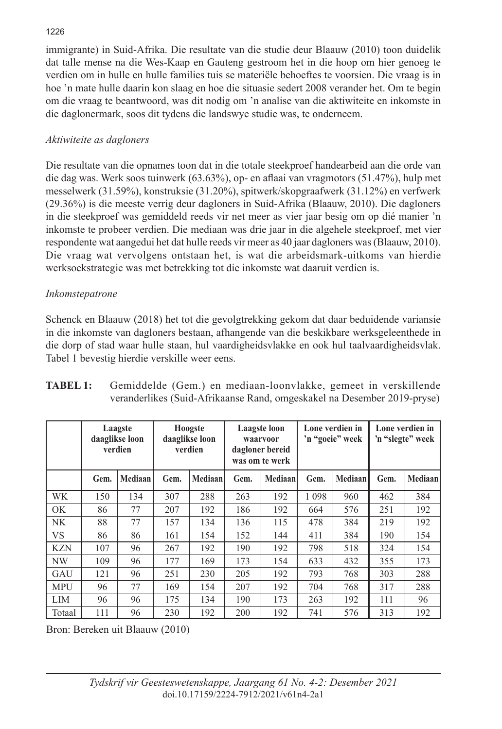immigrante) in Suid-Afrika. Die resultate van die studie deur Blaauw (2010) toon duidelik dat talle mense na die Wes-Kaap en Gauteng gestroom het in die hoop om hier genoeg te verdien om in hulle en hulle families tuis se materiële behoeftes te voorsien. Die vraag is in hoe 'n mate hulle daarin kon slaag en hoe die situasie sedert 2008 verander het. Om te begin om die vraag te beantwoord, was dit nodig om 'n analise van die aktiwiteite en inkomste in die daglonermark, soos dit tydens die landswye studie was, te onderneem.

### *Aktiwiteite as dagloners*

Die resultate van die opnames toon dat in die totale steekproef handearbeid aan die orde van die dag was. Werk soos tuinwerk (63.63%), op- en aflaai van vragmotors (51.47%), hulp met messelwerk (31.59%), konstruksie (31.20%), spitwerk/skopgraafwerk (31.12%) en verfwerk (29.36%) is die meeste verrig deur dagloners in Suid-Afrika (Blaauw, 2010). Die dagloners in die steekproef was gemiddeld reeds vir net meer as vier jaar besig om op dié manier 'n inkomste te probeer verdien. Die mediaan was drie jaar in die algehele steekproef, met vier respondente wat aangedui het dat hulle reeds vir meer as 40 jaar dagloners was (Blaauw, 2010). Die vraag wat vervolgens ontstaan het, is wat die arbeidsmark-uitkoms van hierdie werksoekstrategie was met betrekking tot die inkomste wat daaruit verdien is.

### *Inkomstepatrone*

Schenck en Blaauw (2018) het tot die gevolgtrekking gekom dat daar beduidende variansie in die inkomste van dagloners bestaan, afhangende van die beskikbare werksgeleenthede in die dorp of stad waar hulle staan, hul vaardigheidsvlakke en ook hul taalvaardigheidsvlak. Tabel 1 bevestig hierdie verskille weer eens.

**TABEL 1:** Gemiddelde (Gem.) en mediaan-loonvlakke, gemeet in verskillende veranderlikes (Suid-Afrikaanse Rand, omgeskakel na Desember 2019-pryse)

| | Laagste daaglikse loon verdien | | Hoogste daaglikse loon verdien | | Laagste loon waarvoor dagloner bereid was om te werk | | Lone verdien in 'n "goeie" week | | Lone verdien in 'n "slegte" week | |
|---|---|---|---|---|---|---|---|---|---|---|
| | Gem. | Mediaan | Gem. | Mediaan | Gem. | Mediaan | Gem. | Mediaan | Gem. | Mediaan |
| WK | 150 | 134 | 307 | 288 | 263 | 192 | 1 098 | 960 | 462 | 384 |
| OK | 86 | 77 | 207 | 192 | 186 | 192 | 664 | 576 | 251 | 192 |
| NK | 88 | 77 | 157 | 134 | 136 | 115 | 478 | 384 | 219 | 192 |
| VS | 86 | 86 | 161 | 154 | 152 | 144 | 411 | 384 | 190 | 154 |
| KZN | 107 | 96 | 267 | 192 | 190 | 192 | 798 | 518 | 324 | 154 |
| NW | 109 | 96 | 177 | 169 | 173 | 154 | 633 | 432 | 355 | 173 |
| GAU | 121 | 96 | 251 | 230 | 205 | 192 | 793 | 768 | 303 | 288 |
| MPU | 96 | 77 | 169 | 154 | 207 | 192 | 704 | 768 | 317 | 288 |
| LIM | 96 | 96 | 175 | 134 | 190 | 173 | 263 | 192 | 111 | 96 |
| Totaal | 111 | 96 | 230 | 192 | 200 | 192 | 741 | 576 | 313 | 192 |

Bron: Bereken uit Blaauw (2010)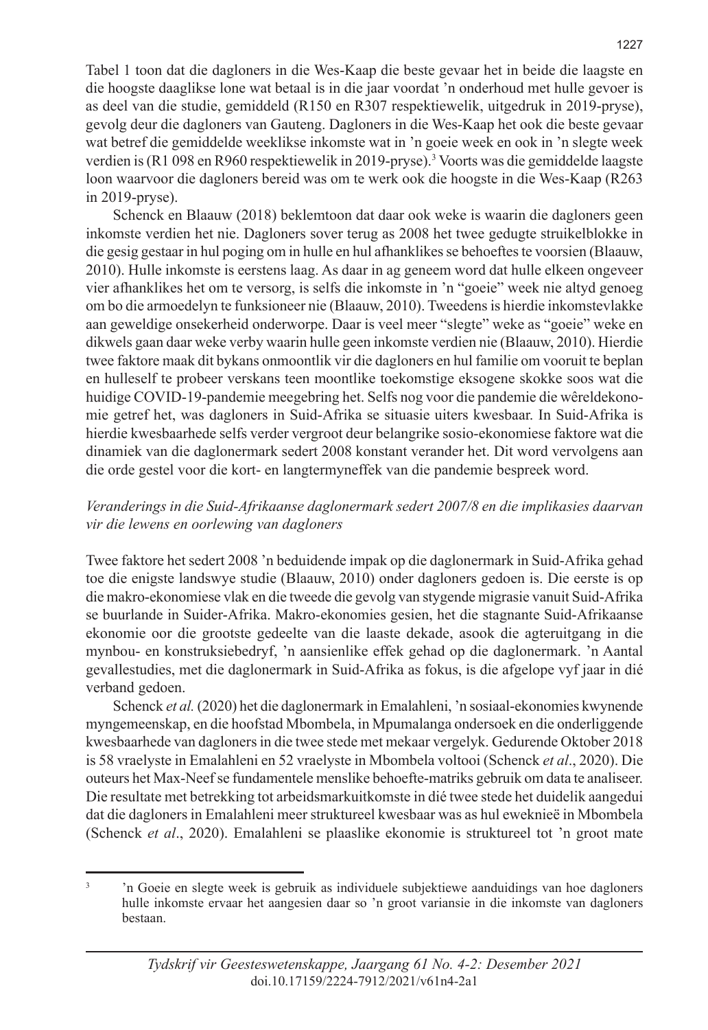Tabel 1 toon dat die dagloners in die Wes-Kaap die beste gevaar het in beide die laagste en die hoogste daaglikse lone wat betaal is in die jaar voordat 'n onderhoud met hulle gevoer is as deel van die studie, gemiddeld (R150 en R307 respektiewelik, uitgedruk in 2019-pryse), gevolg deur die dagloners van Gauteng. Dagloners in die Wes-Kaap het ook die beste gevaar wat betref die gemiddelde weeklikse inkomste wat in 'n goeie week en ook in 'n slegte week verdien is (R1 098 en R960 respektiewelik in 2019-pryse).[3] Voorts was die gemiddelde laagste loon waarvoor die dagloners bereid was om te werk ook die hoogste in die Wes-Kaap (R263 in 2019-pryse).

Schenck en Blaauw (2018) beklemtoon dat daar ook weke is waarin die dagloners geen inkomste verdien het nie. Dagloners sover terug as 2008 het twee gedugte struikelblokke in die gesig gestaar in hul poging om in hulle en hul afhanklikes se behoeftes te voorsien (Blaauw, 2010). Hulle inkomste is eerstens laag. As daar in ag geneem word dat hulle elkeen ongeveer vier afhanklikes het om te versorg, is selfs die inkomste in 'n "goeie" week nie altyd genoeg om bo die armoedelyn te funksioneer nie (Blaauw, 2010). Tweedens is hierdie inkomstevlakke aan geweldige onsekerheid onderworpe. Daar is veel meer "slegte" weke as "goeie" weke en dikwels gaan daar weke verby waarin hulle geen inkomste verdien nie (Blaauw, 2010). Hierdie twee faktore maak dit bykans onmoontlik vir die dagloners en hul familie om vooruit te beplan en hulleself te probeer verskans teen moontlike toekomstige eksogene skokke soos wat die huidige COVID-19-pandemie meegebring het. Selfs nog voor die pandemie die wêreldekonomie getref het, was dagloners in Suid-Afrika se situasie uiters kwesbaar. In Suid-Afrika is hierdie kwesbaarhede selfs verder vergroot deur belangrike sosio-ekonomiese faktore wat die dinamiek van die daglonermark sedert 2008 konstant verander het. Dit word vervolgens aan die orde gestel voor die kort- en langtermyneffek van die pandemie bespreek word.

*Veranderings in die Suid-Afrikaanse daglonermark sedert 2007/8 en die implikasies daarvan vir die lewens en oorlewing van dagloners*

Twee faktore het sedert 2008 'n beduidende impak op die daglonermark in Suid-Afrika gehad toe die enigste landswye studie (Blaauw, 2010) onder dagloners gedoen is. Die eerste is op die makro-ekonomiese vlak en die tweede die gevolg van stygende migrasie vanuit Suid-Afrika se buurlande in Suider-Afrika. Makro-ekonomies gesien, het die stagnante Suid-Afrikaanse ekonomie oor die grootste gedeelte van die laaste dekade, asook die agteruitgang in die mynbou- en konstruksiebedryf, 'n aansienlike effek gehad op die daglonermark. 'n Aantal gevallestudies, met die daglonermark in Suid-Afrika as fokus, is die afgelope vyf jaar in dié verband gedoen.

Schenck *et al.* (2020) het die daglonermark in Emalahleni, 'n sosiaal-ekonomies kwynende myngemeenskap, en die hoofstad Mbombela, in Mpumalanga ondersoek en die onderliggende kwesbaarhede van dagloners in die twee stede met mekaar vergelyk. Gedurende Oktober 2018 is 58 vraelyste in Emalahleni en 52 vraelyste in Mbombela voltooi (Schenck *et al*., 2020). Die outeurs het Max-Neef se fundamentele menslike behoefte-matriks gebruik om data te analiseer. Die resultate met betrekking tot arbeidsmarkuitkomste in dié twee stede het duidelik aangedui dat die dagloners in Emalahleni meer struktureel kwesbaar was as hul eweknieë in Mbombela (Schenck *et al*., 2020). Emalahleni se plaaslike ekonomie is struktureel tot 'n groot mate

[3] 'n Goeie en slegte week is gebruik as individuele subjektiewe aanduidings van hoe dagloners hulle inkomste ervaar het aangesien daar so 'n groot variansie in die inkomste van dagloners bestaan.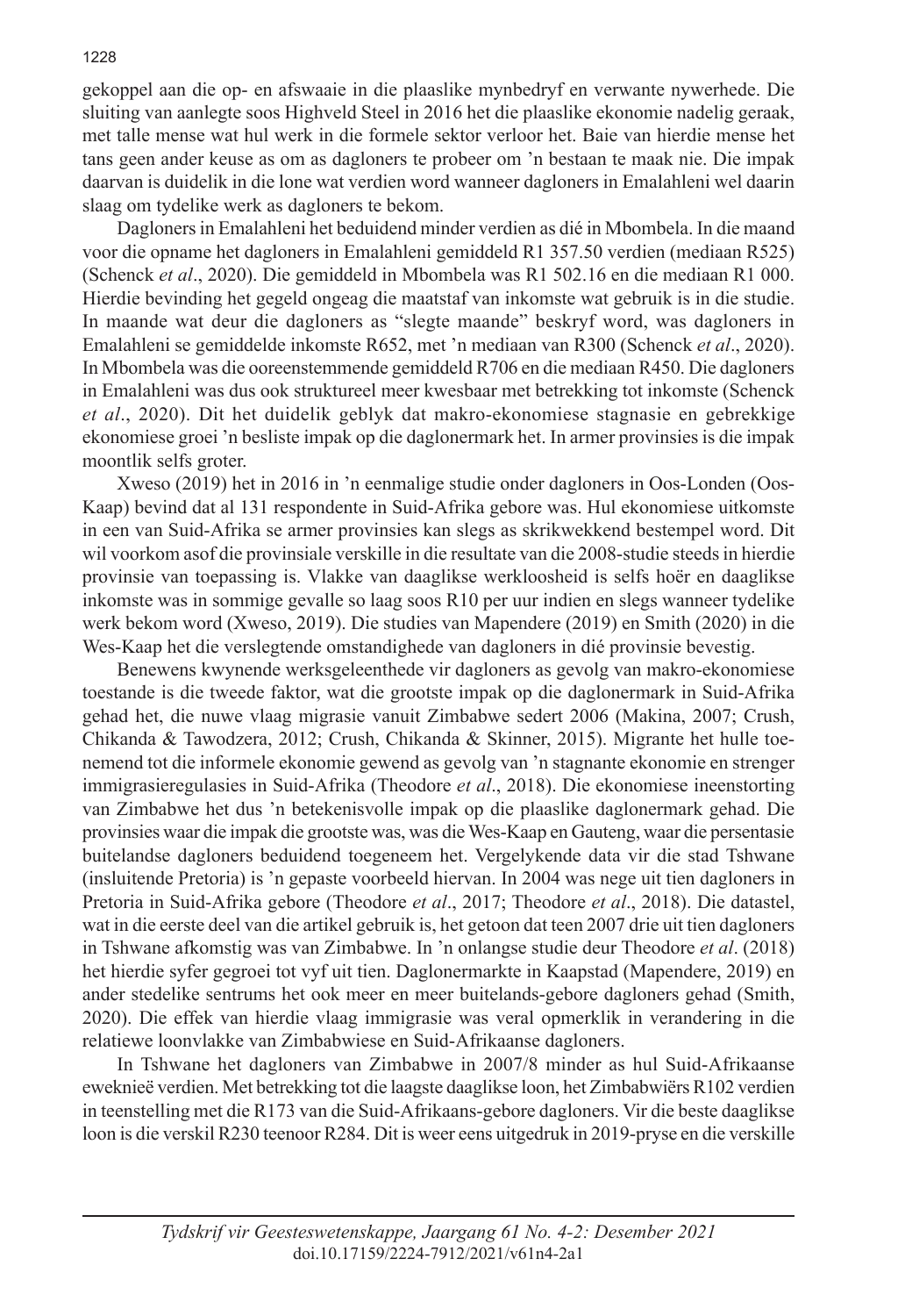gekoppel aan die op- en afswaaie in die plaaslike mynbedryf en verwante nywerhede. Die sluiting van aanlegte soos Highveld Steel in 2016 het die plaaslike ekonomie nadelig geraak, met talle mense wat hul werk in die formele sektor verloor het. Baie van hierdie mense het tans geen ander keuse as om as dagloners te probeer om 'n bestaan te maak nie. Die impak daarvan is duidelik in die lone wat verdien word wanneer dagloners in Emalahleni wel daarin slaag om tydelike werk as dagloners te bekom.

Dagloners in Emalahleni het beduidend minder verdien as dié in Mbombela. In die maand voor die opname het dagloners in Emalahleni gemiddeld R1 357.50 verdien (mediaan R525) (Schenck *et al*., 2020). Die gemiddeld in Mbombela was R1 502.16 en die mediaan R1 000. Hierdie bevinding het gegeld ongeag die maatstaf van inkomste wat gebruik is in die studie. In maande wat deur die dagloners as "slegte maande" beskryf word, was dagloners in Emalahleni se gemiddelde inkomste R652, met 'n mediaan van R300 (Schenck *et al*., 2020). In Mbombela was die ooreenstemmende gemiddeld R706 en die mediaan R450. Die dagloners in Emalahleni was dus ook struktureel meer kwesbaar met betrekking tot inkomste (Schenck *et al*., 2020). Dit het duidelik geblyk dat makro-ekonomiese stagnasie en gebrekkige ekonomiese groei 'n besliste impak op die daglonermark het. In armer provinsies is die impak moontlik selfs groter.

Xweso (2019) het in 2016 in 'n eenmalige studie onder dagloners in Oos-Londen (Oos-Kaap) bevind dat al 131 respondente in Suid-Afrika gebore was. Hul ekonomiese uitkomste in een van Suid-Afrika se armer provinsies kan slegs as skrikwekkend bestempel word. Dit wil voorkom asof die provinsiale verskille in die resultate van die 2008-studie steeds in hierdie provinsie van toepassing is. Vlakke van daaglikse werkloosheid is selfs hoër en daaglikse inkomste was in sommige gevalle so laag soos R10 per uur indien en slegs wanneer tydelike werk bekom word (Xweso, 2019). Die studies van Mapendere (2019) en Smith (2020) in die Wes-Kaap het die verslegtende omstandighede van dagloners in dié provinsie bevestig.

Benewens kwynende werksgeleenthede vir dagloners as gevolg van makro-ekonomiese toestande is die tweede faktor, wat die grootste impak op die daglonermark in Suid-Afrika gehad het, die nuwe vlaag migrasie vanuit Zimbabwe sedert 2006 (Makina, 2007; Crush, Chikanda & Tawodzera, 2012; Crush, Chikanda & Skinner, 2015). Migrante het hulle toenemend tot die informele ekonomie gewend as gevolg van 'n stagnante ekonomie en strenger immigrasieregulasies in Suid-Afrika (Theodore *et al*., 2018). Die ekonomiese ineenstorting van Zimbabwe het dus 'n betekenisvolle impak op die plaaslike daglonermark gehad. Die provinsies waar die impak die grootste was, was die Wes-Kaap en Gauteng, waar die persentasie buitelandse dagloners beduidend toegeneem het. Vergelykende data vir die stad Tshwane (insluitende Pretoria) is 'n gepaste voorbeeld hiervan. In 2004 was nege uit tien dagloners in Pretoria in Suid-Afrika gebore (Theodore *et al*., 2017; Theodore *et al*., 2018). Die datastel, wat in die eerste deel van die artikel gebruik is, het getoon dat teen 2007 drie uit tien dagloners in Tshwane afkomstig was van Zimbabwe. In 'n onlangse studie deur Theodore *et al*. (2018) het hierdie syfer gegroei tot vyf uit tien. Daglonermarkte in Kaapstad (Mapendere, 2019) en ander stedelike sentrums het ook meer en meer buitelands-gebore dagloners gehad (Smith, 2020). Die effek van hierdie vlaag immigrasie was veral opmerklik in verandering in die relatiewe loonvlakke van Zimbabwiese en Suid-Afrikaanse dagloners.

In Tshwane het dagloners van Zimbabwe in 2007/8 minder as hul Suid-Afrikaanse eweknieë verdien. Met betrekking tot die laagste daaglikse loon, het Zimbabwiërs R102 verdien in teenstelling met die R173 van die Suid-Afrikaans-gebore dagloners. Vir die beste daaglikse loon is die verskil R230 teenoor R284. Dit is weer eens uitgedruk in 2019-pryse en die verskille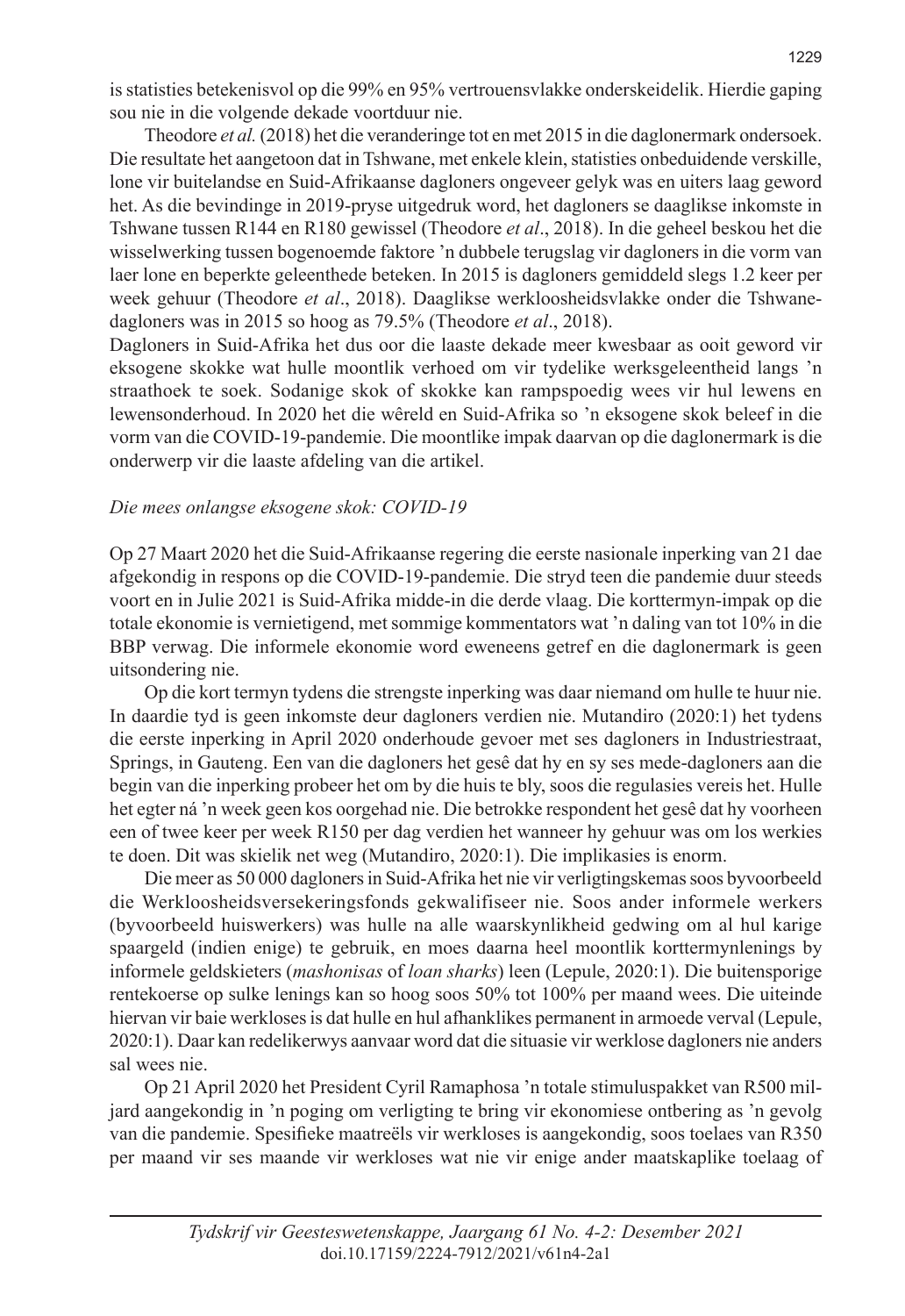is statisties betekenisvol op die 99% en 95% vertrouensvlakke onderskeidelik. Hierdie gaping sou nie in die volgende dekade voortduur nie.

Theodore *et al.* (2018) het die veranderinge tot en met 2015 in die daglonermark ondersoek. Die resultate het aangetoon dat in Tshwane, met enkele klein, statisties onbeduidende verskille, lone vir buitelandse en Suid-Afrikaanse dagloners ongeveer gelyk was en uiters laag geword het. As die bevindinge in 2019-pryse uitgedruk word, het dagloners se daaglikse inkomste in Tshwane tussen R144 en R180 gewissel (Theodore *et al*., 2018). In die geheel beskou het die wisselwerking tussen bogenoemde faktore 'n dubbele terugslag vir dagloners in die vorm van laer lone en beperkte geleenthede beteken. In 2015 is dagloners gemiddeld slegs 1.2 keer per week gehuur (Theodore *et al*., 2018). Daaglikse werkloosheidsvlakke onder die Tshwane-dagloners was in 2015 so hoog as 79.5% (Theodore *et al*., 2018).

Dagloners in Suid-Afrika het dus oor die laaste dekade meer kwesbaar as ooit geword vir eksogene skokke wat hulle moontlik verhoed om vir tydelike werksgeleentheid langs 'n straathoek te soek. Sodanige skok of skokke kan rampspoedig wees vir hul lewens en lewensonderhoud. In 2020 het die wêreld en Suid-Afrika so 'n eksogene skok beleef in die vorm van die COVID-19-pandemie. Die moontlike impak daarvan op die daglonermark is die onderwerp vir die laaste afdeling van die artikel.

*Die mees onlangse eksogene skok: COVID-19*

Op 27 Maart 2020 het die Suid-Afrikaanse regering die eerste nasionale inperking van 21 dae afgekondig in respons op die COVID-19-pandemie. Die stryd teen die pandemie duur steeds voort en in Julie 2021 is Suid-Afrika midde-in die derde vlaag. Die korttermyn-impak op die totale ekonomie is vernietigend, met sommige kommentators wat 'n daling van tot 10% in die BBP verwag. Die informele ekonomie word eweneens getref en die daglonermark is geen uitsondering nie.

Op die kort termyn tydens die strengste inperking was daar niemand om hulle te huur nie. In daardie tyd is geen inkomste deur dagloners verdien nie. Mutandiro (2020:1) het tydens die eerste inperking in April 2020 onderhoude gevoer met ses dagloners in Industriestraat, Springs, in Gauteng. Een van die dagloners het gesê dat hy en sy ses mede-dagloners aan die begin van die inperking probeer het om by die huis te bly, soos die regulasies vereis het. Hulle het egter ná 'n week geen kos oorgehad nie. Die betrokke respondent het gesê dat hy voorheen een of twee keer per week R150 per dag verdien het wanneer hy gehuur was om los werkies te doen. Dit was skielik net weg (Mutandiro, 2020:1). Die implikasies is enorm.

Die meer as 50 000 dagloners in Suid-Afrika het nie vir verligtingskemas soos byvoorbeeld die Werkloosheidsversekeringsfonds gekwalifiseer nie. Soos ander informele werkers (byvoorbeeld huiswerkers) was hulle na alle waarskynlikheid gedwing om al hul karige spaargeld (indien enige) te gebruik, en moes daarna heel moontlik korttermynlenings by informele geldskieters (*mashonisas* of *loan sharks*) leen (Lepule, 2020:1). Die buitensporige rentekoerse op sulke lenings kan so hoog soos 50% tot 100% per maand wees. Die uiteinde hiervan vir baie werkloses is dat hulle en hul afhanklikes permanent in armoede verval (Lepule, 2020:1). Daar kan redelikerwys aanvaar word dat die situasie vir werklose dagloners nie anders sal wees nie.

Op 21 April 2020 het President Cyril Ramaphosa 'n totale stimuluspakket van R500 miljard aangekondig in 'n poging om verligting te bring vir ekonomiese ontbering as 'n gevolg van die pandemie. Spesifieke maatreëls vir werkloses is aangekondig, soos toelaes van R350 per maand vir ses maande vir werkloses wat nie vir enige ander maatskaplike toelaag of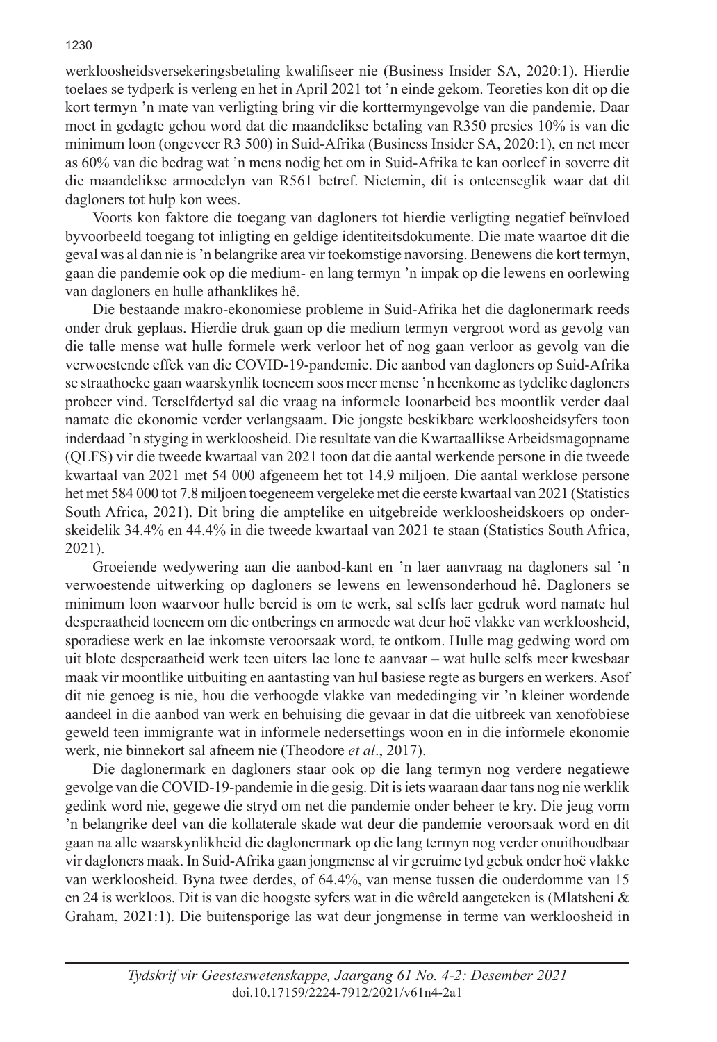werkloosheidsversekeringsbetaling kwalifiseer nie (Business Insider SA, 2020:1). Hierdie toelaes se tydperk is verleng en het in April 2021 tot 'n einde gekom. Teoreties kon dit op die kort termyn 'n mate van verligting bring vir die korttermyngevolge van die pandemie. Daar moet in gedagte gehou word dat die maandelikse betaling van R350 presies 10% is van die minimum loon (ongeveer R3 500) in Suid-Afrika (Business Insider SA, 2020:1), en net meer as 60% van die bedrag wat 'n mens nodig het om in Suid-Afrika te kan oorleef in soverre dit die maandelikse armoedelyn van R561 betref. Nietemin, dit is onteenseglik waar dat dit dagloners tot hulp kon wees.

Voorts kon faktore die toegang van dagloners tot hierdie verligting negatief beïnvloed byvoorbeeld toegang tot inligting en geldige identiteitsdokumente. Die mate waartoe dit die geval was al dan nie is 'n belangrike area vir toekomstige navorsing. Benewens die kort termyn, gaan die pandemie ook op die medium- en lang termyn 'n impak op die lewens en oorlewing van dagloners en hulle afhanklikes hê.

Die bestaande makro-ekonomiese probleme in Suid-Afrika het die daglonermark reeds onder druk geplaas. Hierdie druk gaan op die medium termyn vergroot word as gevolg van die talle mense wat hulle formele werk verloor het of nog gaan verloor as gevolg van die verwoestende effek van die COVID-19-pandemie. Die aanbod van dagloners op Suid-Afrika se straathoeke gaan waarskynlik toeneem soos meer mense 'n heenkome as tydelike dagloners probeer vind. Terselfdertyd sal die vraag na informele loonarbeid bes moontlik verder daal namate die ekonomie verder verlangsaam. Die jongste beskikbare werkloosheidsyfers toon inderdaad 'n styging in werkloosheid. Die resultate van die Kwartaallikse Arbeidsmagopname (QLFS) vir die tweede kwartaal van 2021 toon dat die aantal werkende persone in die tweede kwartaal van 2021 met 54 000 afgeneem het tot 14.9 miljoen. Die aantal werklose persone het met 584 000 tot 7.8 miljoen toegeneem vergeleke met die eerste kwartaal van 2021 (Statistics South Africa, 2021). Dit bring die amptelike en uitgebreide werkloosheidskoers op onderskeidelik 34.4% en 44.4% in die tweede kwartaal van 2021 te staan (Statistics South Africa, 2021).

Groeiende wedywering aan die aanbod-kant en 'n laer aanvraag na dagloners sal 'n verwoestende uitwerking op dagloners se lewens en lewensonderhoud hê. Dagloners se minimum loon waarvoor hulle bereid is om te werk, sal selfs laer gedruk word namate hul desperaatheid toeneem om die ontberings en armoede wat deur hoë vlakke van werkloosheid, sporadiese werk en lae inkomste veroorsaak word, te ontkom. Hulle mag gedwing word om uit blote desperaatheid werk teen uiters lae lone te aanvaar – wat hulle selfs meer kwesbaar maak vir moontlike uitbuiting en aantasting van hul basiese regte as burgers en werkers. Asof dit nie genoeg is nie, hou die verhoogde vlakke van mededinging vir 'n kleiner wordende aandeel in die aanbod van werk en behuising die gevaar in dat die uitbreek van xenofobiese geweld teen immigrante wat in informele nedersettings woon en in die informele ekonomie werk, nie binnekort sal afneem nie (Theodore *et al*., 2017).

Die daglonermark en dagloners staar ook op die lang termyn nog verdere negatiewe gevolge van die COVID-19-pandemie in die gesig. Dit is iets waaraan daar tans nog nie werklik gedink word nie, gegewe die stryd om net die pandemie onder beheer te kry. Die jeug vorm 'n belangrike deel van die kollaterale skade wat deur die pandemie veroorsaak word en dit gaan na alle waarskynlikheid die daglonermark op die lang termyn nog verder onuithoudbaar vir dagloners maak. In Suid-Afrika gaan jongmense al vir geruime tyd gebuk onder hoë vlakke van werkloosheid. Byna twee derdes, of 64.4%, van mense tussen die ouderdomme van 15 en 24 is werkloos. Dit is van die hoogste syfers wat in die wêreld aangeteken is (Mlatsheni & Graham, 2021:1). Die buitensporige las wat deur jongmense in terme van werkloosheid in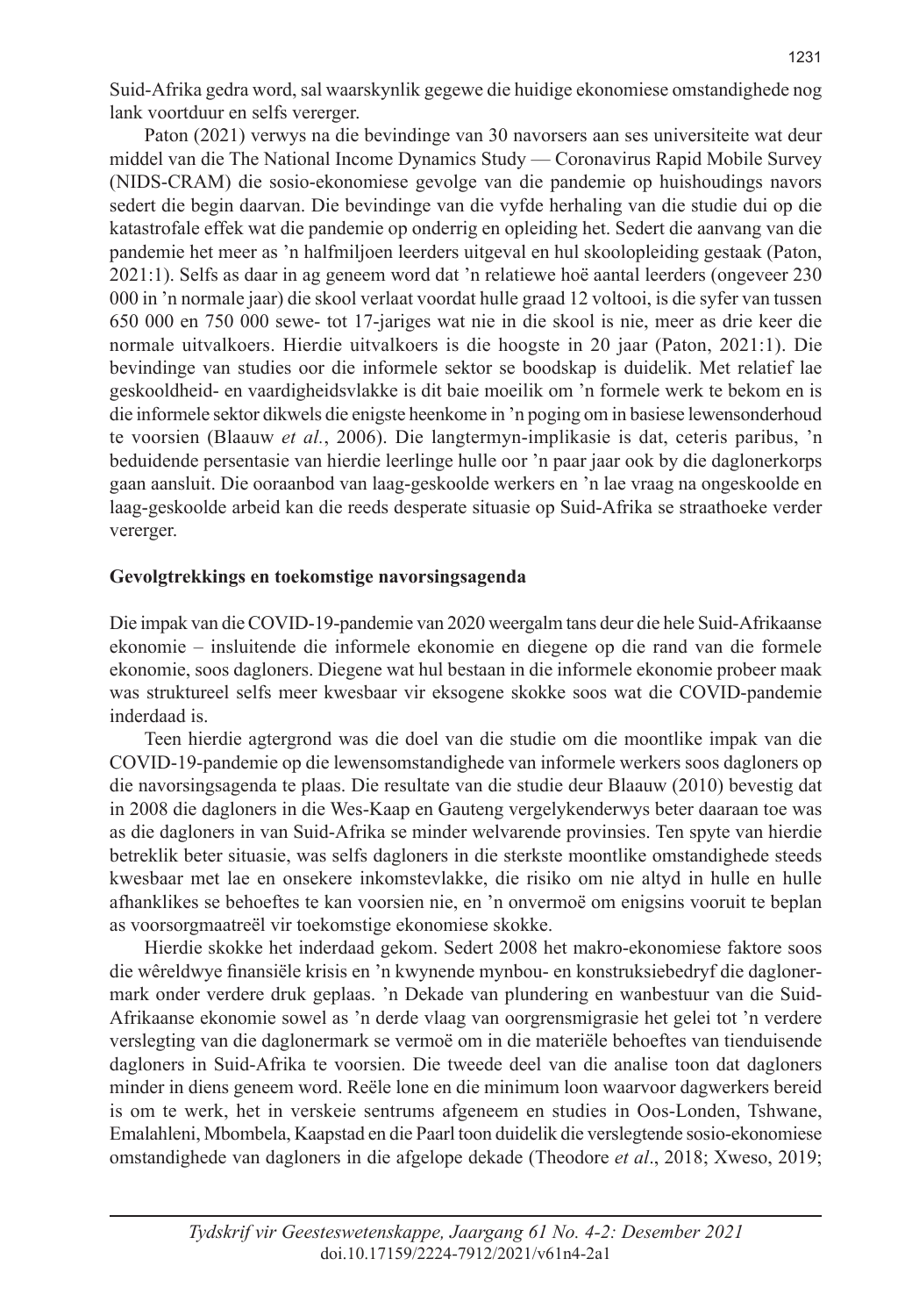Suid-Afrika gedra word, sal waarskynlik gegewe die huidige ekonomiese omstandighede nog lank voortduur en selfs vererger.

Paton (2021) verwys na die bevindinge van 30 navorsers aan ses universiteite wat deur middel van die The National Income Dynamics Study — Coronavirus Rapid Mobile Survey (NIDS-CRAM) die sosio-ekonomiese gevolge van die pandemie op huishoudings navors sedert die begin daarvan. Die bevindinge van die vyfde herhaling van die studie dui op die katastrofale effek wat die pandemie op onderrig en opleiding het. Sedert die aanvang van die pandemie het meer as 'n halfmiljoen leerders uitgeval en hul skoolopleiding gestaak (Paton, 2021:1). Selfs as daar in ag geneem word dat 'n relatiewe hoë aantal leerders (ongeveer 230 000 in 'n normale jaar) die skool verlaat voordat hulle graad 12 voltooi, is die syfer van tussen 650 000 en 750 000 sewe- tot 17-jariges wat nie in die skool is nie, meer as drie keer die normale uitvalkoers. Hierdie uitvalkoers is die hoogste in 20 jaar (Paton, 2021:1). Die bevindinge van studies oor die informele sektor se boodskap is duidelik. Met relatief lae geskooldheid- en vaardigheidsvlakke is dit baie moeilik om 'n formele werk te bekom en is die informele sektor dikwels die enigste heenkome in 'n poging om in basiese lewensonderhoud te voorsien (Blaauw *et al.*, 2006). Die langtermyn-implikasie is dat, ceteris paribus, 'n beduidende persentasie van hierdie leerlinge hulle oor 'n paar jaar ook by die daglonerkorps gaan aansluit. Die ooraanbod van laag-geskoolde werkers en 'n lae vraag na ongeskoolde en laag-geskoolde arbeid kan die reeds desperate situasie op Suid-Afrika se straathoeke verder vererger.

## Gevolgtrekkings en toekomstige navorsingsagenda

Die impak van die COVID-19-pandemie van 2020 weergalm tans deur die hele Suid-Afrikaanse ekonomie – insluitende die informele ekonomie en diegene op die rand van die formele ekonomie, soos dagloners. Diegene wat hul bestaan in die informele ekonomie probeer maak was struktureel selfs meer kwesbaar vir eksogene skokke soos wat die COVID-pandemie inderdaad is.

Teen hierdie agtergrond was die doel van die studie om die moontlike impak van die COVID-19-pandemie op die lewensomstandighede van informele werkers soos dagloners op die navorsingsagenda te plaas. Die resultate van die studie deur Blaauw (2010) bevestig dat in 2008 die dagloners in die Wes-Kaap en Gauteng vergelykenderwys beter daaraan toe was as die dagloners in van Suid-Afrika se minder welvarende provinsies. Ten spyte van hierdie betreklik beter situasie, was selfs dagloners in die sterkste moontlike omstandighede steeds kwesbaar met lae en onsekere inkomstevlakke, die risiko om nie altyd in hulle en hulle afhanklikes se behoeftes te kan voorsien nie, en 'n onvermoë om enigsins vooruit te beplan as voorsorgmaatreël vir toekomstige ekonomiese skokke.

Hierdie skokke het inderdaad gekom. Sedert 2008 het makro-ekonomiese faktore soos die wêreldwye finansiële krisis en 'n kwynende mynbou- en konstruksiebedryf die daglonermark onder verdere druk geplaas. 'n Dekade van plundering en wanbestuur van die Suid-Afrikaanse ekonomie sowel as 'n derde vlaag van oorgrensmigrasie het gelei tot 'n verdere verslegting van die daglonermark se vermoë om in die materiële behoeftes van tienduisende dagloners in Suid-Afrika te voorsien. Die tweede deel van die analise toon dat dagloners minder in diens geneem word. Reële lone en die minimum loon waarvoor dagwerkers bereid is om te werk, het in verskeie sentrums afgeneem en studies in Oos-Londen, Tshwane, Emalahleni, Mbombela, Kaapstad en die Paarl toon duidelik die verslegtende sosio-ekonomiese omstandighede van dagloners in die afgelope dekade (Theodore *et al*., 2018; Xweso, 2019;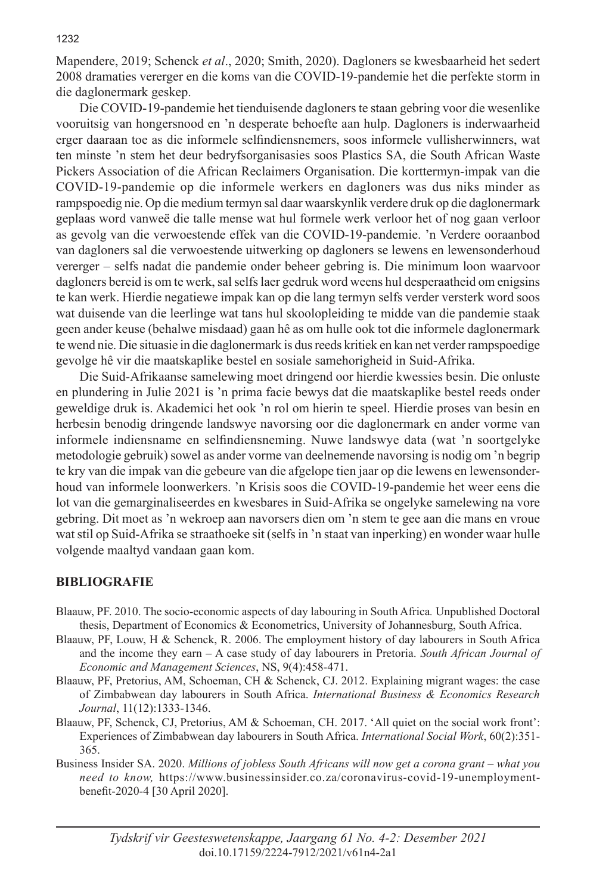Mapendere, 2019; Schenck *et al*., 2020; Smith, 2020). Dagloners se kwesbaarheid het sedert 2008 dramaties vererger en die koms van die COVID-19-pandemie het die perfekte storm in die daglonermark geskep.

Die COVID-19-pandemie het tienduisende dagloners te staan gebring voor die wesenlike vooruitsig van hongersnood en 'n desperate behoefte aan hulp. Dagloners is inderwaarheid erger daaraan toe as die informele selfindiensnemers, soos informele vullisherwinners, wat ten minste 'n stem het deur bedryfsorganisasies soos Plastics SA, die South African Waste Pickers Association of die African Reclaimers Organisation. Die korttermyn-impak van die COVID-19-pandemie op die informele werkers en dagloners was dus niks minder as rampspoedig nie. Op die medium termyn sal daar waarskynlik verdere druk op die daglonermark geplaas word vanweë die talle mense wat hul formele werk verloor het of nog gaan verloor as gevolg van die verwoestende effek van die COVID-19-pandemie. 'n Verdere ooraanbod van dagloners sal die verwoestende uitwerking op dagloners se lewens en lewensonderhoud vererger – selfs nadat die pandemie onder beheer gebring is. Die minimum loon waarvoor dagloners bereid is om te werk, sal selfs laer gedruk word weens hul desperaatheid om enigsins te kan werk. Hierdie negatiewe impak kan op die lang termyn selfs verder versterk word soos wat duisende van die leerlinge wat tans hul skoolopleiding te midde van die pandemie staak geen ander keuse (behalwe misdaad) gaan hê as om hulle ook tot die informele daglonermark te wend nie. Die situasie in die daglonermark is dus reeds kritiek en kan net verder rampspoedige gevolge hê vir die maatskaplike bestel en sosiale samehorigheid in Suid-Afrika.

Die Suid-Afrikaanse samelewing moet dringend oor hierdie kwessies besin. Die onluste en plundering in Julie 2021 is 'n prima facie bewys dat die maatskaplike bestel reeds onder geweldige druk is. Akademici het ook 'n rol om hierin te speel. Hierdie proses van besin en herbesin benodig dringende landswye navorsing oor die daglonermark en ander vorme van informele indiensname en selfindiensneming. Nuwe landswye data (wat 'n soortgelyke metodologie gebruik) sowel as ander vorme van deelnemende navorsing is nodig om 'n begrip te kry van die impak van die gebeure van die afgelope tien jaar op die lewens en lewensonderhoud van informele loonwerkers. 'n Krisis soos die COVID-19-pandemie het weer eens die lot van die gemarginaliseerdes en kwesbares in Suid-Afrika se ongelyke samelewing na vore gebring. Dit moet as 'n wekroep aan navorsers dien om 'n stem te gee aan die mans en vroue wat stil op Suid-Afrika se straathoeke sit (selfs in 'n staat van inperking) en wonder waar hulle volgende maaltyd vandaan gaan kom.

## BIBLIOGRAFIE

Blaauw, PF. 2010. The socio-economic aspects of day labouring in South Africa*.* Unpublished Doctoral thesis, Department of Economics & Econometrics, University of Johannesburg, South Africa.

Blaauw, PF, Louw, H & Schenck, R. 2006. The employment history of day labourers in South Africa and the income they earn – A case study of day labourers in Pretoria. *South African Journal of Economic and Management Sciences*, NS, 9(4):458-471.

Blaauw, PF, Pretorius, AM, Schoeman, CH & Schenck, CJ. 2012. Explaining migrant wages: the case of Zimbabwean day labourers in South Africa. *International Business & Economics Research Journal*, 11(12):1333-1346.

Blaauw, PF, Schenck, CJ, Pretorius, AM & Schoeman, CH. 2017. 'All quiet on the social work front': Experiences of Zimbabwean day labourers in South Africa. *International Social Work*, 60(2):351-365.

Business Insider SA. 2020. *Millions of jobless South Africans will now get a corona grant – what you need to know,* https://www.businessinsider.co.za/coronavirus-covid-19-unemployment-benefit-2020-4 [30 April 2020].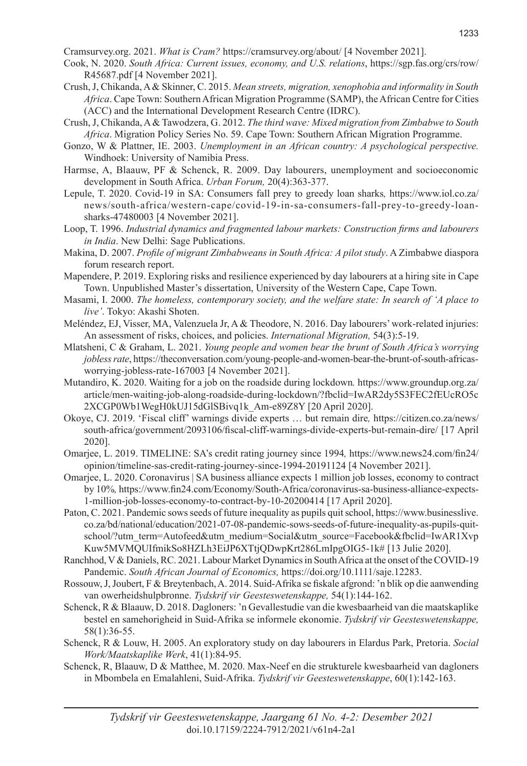Cramsurvey.org. 2021. *What is Cram?* https://cramsurvey.org/about/ [4 November 2021].

Cook, N. 2020. *South Africa: Current issues, economy, and U.S. relations*, https://sgp.fas.org/crs/row/R45687.pdf [4 November 2021].

Crush, J, Chikanda, A & Skinner, C. 2015. *Mean streets, migration, xenophobia and informality in South Africa*. Cape Town: Southern African Migration Programme (SAMP), the African Centre for Cities (ACC) and the International Development Research Centre (IDRC).

Crush, J, Chikanda, A & Tawodzera, G. 2012. *The third wave: Mixed migration from Zimbabwe to South Africa*. Migration Policy Series No. 59. Cape Town: Southern African Migration Programme.

Gonzo, W & Plattner, IE. 2003. *Unemployment in an African country: A psychological perspective.* Windhoek: University of Namibia Press.

Harmse, A, Blaauw, PF & Schenck, R. 2009. Day labourers, unemployment and socioeconomic development in South Africa. *Urban Forum,* 20(4):363-377.

Lepule, T. 2020. Covid-19 in SA: Consumers fall prey to greedy loan sharks*,* https://www.iol.co.za/news/south-africa/western-cape/covid-19-in-sa-consumers-fall-prey-to-greedy-loan-sharks-47480003 [4 November 2021].

Loop, T. 1996. *Industrial dynamics and fragmented labour markets: Construction firms and labourers in India*. New Delhi: Sage Publications.

Makina, D. 2007. *Profile of migrant Zimbabweans in South Africa: A pilot study*. A Zimbabwe diaspora forum research report.

Mapendere, P. 2019. Exploring risks and resilience experienced by day labourers at a hiring site in Cape Town. Unpublished Master's dissertation, University of the Western Cape, Cape Town.

Masami, I. 2000. *The homeless, contemporary society, and the welfare state: In search of 'A place to live'*. Tokyo: Akashi Shoten.

Meléndez, EJ, Visser, MA, Valenzuela Jr, A & Theodore, N. 2016. Day labourers' work-related injuries: An assessment of risks, choices, and policies. *International Migration,* 54(3):5-19.

Mlatsheni, C & Graham, L. 2021. *Young people and women bear the brunt of South Africa's worrying jobless rate*, https://theconversation.com/young-people-and-women-bear-the-brunt-of-south-africas-worrying-jobless-rate-167003 [4 November 2021].

Mutandiro, K. 2020. Waiting for a job on the roadside during lockdown*.* https://www.groundup.org.za/article/men-waiting-job-along-roadside-during-lockdown/?fbclid=IwAR2dy5S3FEC2fEUcRO5c2XCGP0Wb1WegH0kUJ15dGlSBivq1k_Am-e89Z8Y [20 April 2020].

Okoye, CJ. 2019. 'Fiscal cliff' warnings divide experts … but remain dire*,* https://citizen.co.za/news/south-africa/government/2093106/fiscal-cliff-warnings-divide-experts-but-remain-dire/ [17 April 2020].

Omarjee, L. 2019. TIMELINE: SA's credit rating journey since 1994*,* https://www.news24.com/fin24/opinion/timeline-sas-credit-rating-journey-since-1994-20191124 [4 November 2021].

Omarjee, L. 2020. Coronavirus | SA business alliance expects 1 million job losses, economy to contract by 10%*,* https://www.fin24.com/Economy/South-Africa/coronavirus-sa-business-alliance-expects-1-million-job-losses-economy-to-contract-by-10-20200414 [17 April 2020].

Paton, C. 2021. Pandemic sows seeds of future inequality as pupils quit school, https://www.businesslive.co.za/bd/national/education/2021-07-08-pandemic-sows-seeds-of-future-inequality-as-pupils-quit-school/?utm_term=Autofeed&utm_medium=Social&utm_source=Facebook&fbclid=IwAR1XvpKuw5MVMQUIfmikSo8HZLh3EiJP6XTtjQDwpKrt286LmIpgOIG5-1k# [13 Julie 2020].

Ranchhod, V & Daniels, RC. 2021. Labour Market Dynamics in South Africa at the onset of the COVID-19 Pandemic. *South African Journal of Economics,* https://doi.org/10.1111/saje.12283.

Rossouw, J, Joubert, F & Breytenbach, A. 2014. Suid-Afrika se fiskale afgrond: 'n blik op die aanwending van owerheidshulpbronne. *Tydskrif vir Geesteswetenskappe,* 54(1):144-162.

Schenck, R & Blaauw, D. 2018. Dagloners: 'n Gevallestudie van die kwesbaarheid van die maatskaplike bestel en samehorigheid in Suid-Afrika se informele ekonomie. *Tydskrif vir Geesteswetenskappe,* 58(1):36-55.

Schenck, R & Louw, H. 2005. An exploratory study on day labourers in Elardus Park, Pretoria. *Social Work/Maatskaplike Werk*, 41(1):84-95.

Schenck, R, Blaauw, D & Matthee, M. 2020. Max-Neef en die strukturele kwesbaarheid van dagloners in Mbombela en Emalahleni, Suid-Afrika. *Tydskrif vir Geesteswetenskappe*, 60(1):142-163.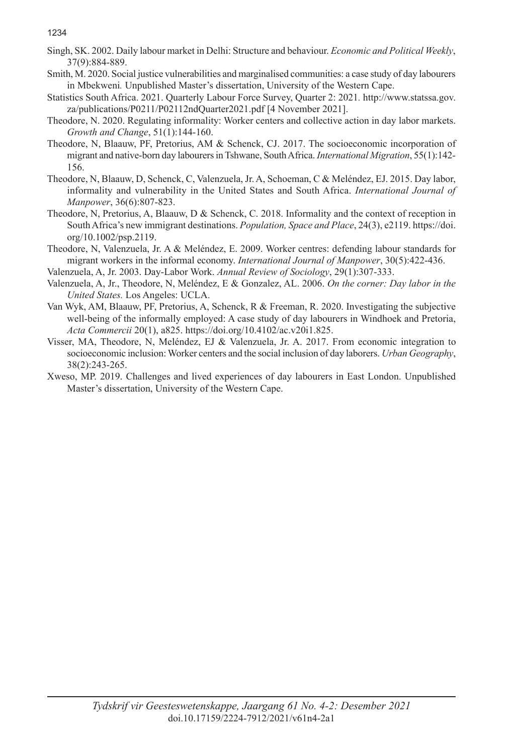Singh, SK. 2002. Daily labour market in Delhi: Structure and behaviour. *Economic and Political Weekly*, 37(9):884-889.

Smith, M. 2020. Social justice vulnerabilities and marginalised communities: a case study of day labourers in Mbekweni*.* Unpublished Master's dissertation, University of the Western Cape.

Statistics South Africa. 2021. Quarterly Labour Force Survey, Quarter 2: 2021*.* http://www.statssa.gov.za/publications/P0211/P02112ndQuarter2021.pdf [4 November 2021].

Theodore, N. 2020. Regulating informality: Worker centers and collective action in day labor markets. *Growth and Change*, 51(1):144-160.

Theodore, N, Blaauw, PF, Pretorius, AM & Schenck, CJ. 2017. The socioeconomic incorporation of migrant and native-born day labourers in Tshwane, South Africa. *International Migration*, 55(1):142-156.

Theodore, N, Blaauw, D, Schenck, C, Valenzuela, Jr. A, Schoeman, C & Meléndez, EJ. 2015. Day labor, informality and vulnerability in the United States and South Africa. *International Journal of Manpower*, 36(6):807-823.

Theodore, N, Pretorius, A, Blaauw, D & Schenck, C. 2018. Informality and the context of reception in South Africa's new immigrant destinations. *Population, Space and Place*, 24(3), e2119. https://doi.org/10.1002/psp.2119.

Theodore, N, Valenzuela, Jr. A & Meléndez, E. 2009. Worker centres: defending labour standards for migrant workers in the informal economy. *International Journal of Manpower*, 30(5):422-436.

Valenzuela, A, Jr. 2003. Day-Labor Work. *Annual Review of Sociology*, 29(1):307-333.

Valenzuela, A, Jr., Theodore, N, Meléndez, E & Gonzalez, AL. 2006. *On the corner: Day labor in the United States.* Los Angeles: UCLA.

Van Wyk, AM, Blaauw, PF, Pretorius, A, Schenck, R & Freeman, R. 2020. Investigating the subjective well-being of the informally employed: A case study of day labourers in Windhoek and Pretoria, *Acta Commercii* 20(1), a825. https://doi.org/10.4102/ac.v20i1.825.

Visser, MA, Theodore, N, Meléndez, EJ & Valenzuela, Jr. A. 2017. From economic integration to socioeconomic inclusion: Worker centers and the social inclusion of day laborers. *Urban Geography*, 38(2):243-265.

Xweso, MP. 2019. Challenges and lived experiences of day labourers in East London. Unpublished Master's dissertation, University of the Western Cape.